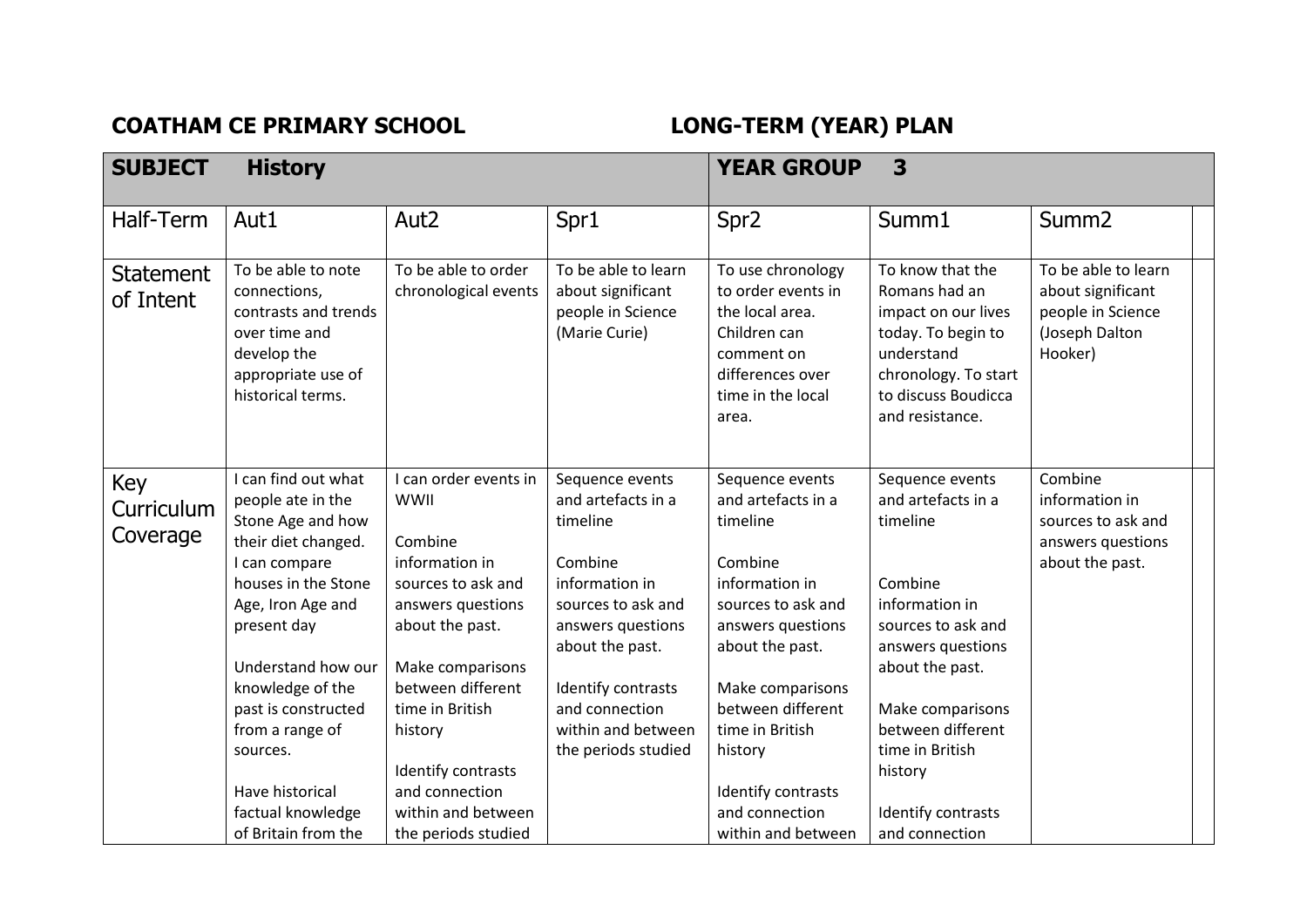**COATHAM CE PRIMARY SCHOOL** **LONG-TERM (YEAR) PLAN**

| **SUBJECT** **History** | | | | **YEAR GROUP** **3** | | |
|---|---|---|---|---|---|---|
| Half-Term | Aut1 | Aut2 | Spr1 | Spr2 | Summ1 | Summ2 |
| Statement of Intent | To be able to note connections, contrasts and trends over time and develop the appropriate use of historical terms. | To be able to order chronological events | To be able to learn about significant people in Science (Marie Curie) | To use chronology to order events in the local area. Children can comment on differences over time in the local area. | To know that the Romans had an impact on our lives today. To begin to understand chronology. To start to discuss Boudicca and resistance. | To be able to learn about significant people in Science (Joseph Dalton Hooker) |
| Key Curriculum Coverage | I can find out what people ate in the Stone Age and how their diet changed.<br>I can compare houses in the Stone Age, Iron Age and present day<br><br>Understand how our knowledge of the past is constructed from a range of sources.<br><br>Have historical factual knowledge of Britain from the | I can order events in WWII<br><br>Combine information in sources to ask and answers questions about the past.<br><br>Make comparisons between different time in British history<br><br>Identify contrasts and connection within and between the periods studied | Sequence events and artefacts in a timeline<br><br>Combine information in sources to ask and answers questions about the past.<br><br>Identify contrasts and connection within and between the periods studied | Sequence events and artefacts in a timeline<br><br>Combine information in sources to ask and answers questions about the past.<br><br>Make comparisons between different time in British history<br><br>Identify contrasts and connection within and between | Sequence events and artefacts in a timeline<br><br>Combine information in sources to ask and answers questions about the past.<br><br>Make comparisons between different time in British history<br><br>Identify contrasts and connection | Combine information in sources to ask and answers questions about the past. |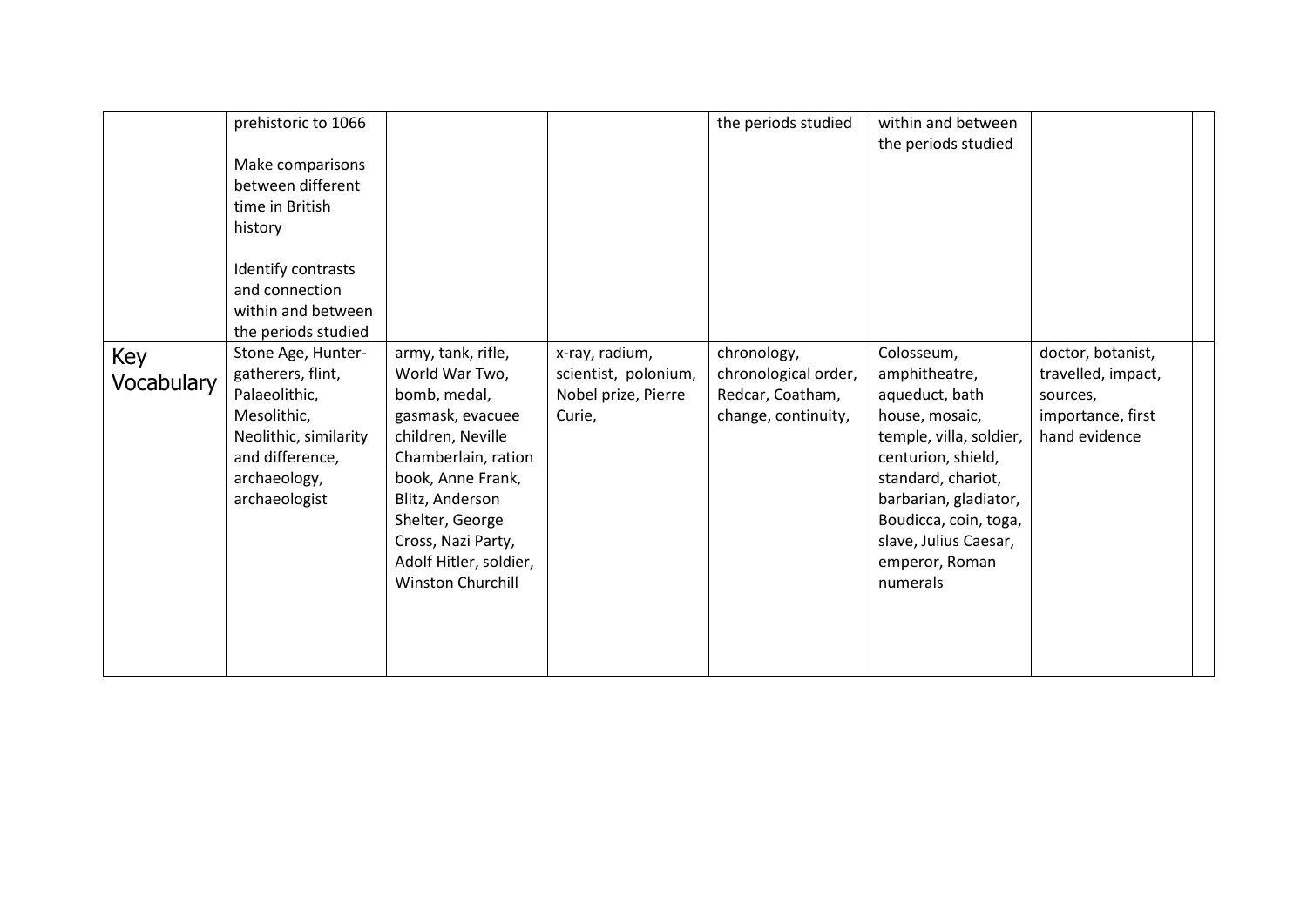| | | | | | | | |
|---|---|---|---|---|---|---|---|
| | prehistoric to 1066<br><br>Make comparisons between different time in British history<br><br>Identify contrasts and connection within and between the periods studied | | | the periods studied | within and between the periods studied | | |
| Key Vocabulary | Stone Age, Hunter-gatherers, flint, Palaeolithic, Mesolithic, Neolithic, similarity and difference, archaeology, archaeologist | army, tank, rifle, World War Two, bomb, medal, gasmask, evacuee children, Neville Chamberlain, ration book, Anne Frank, Blitz, Anderson Shelter, George Cross, Nazi Party, Adolf Hitler, soldier, Winston Churchill | x-ray, radium, scientist, polonium, Nobel prize, Pierre Curie, | chronology, chronological order, Redcar, Coatham, change, continuity, | Colosseum, amphitheatre, aqueduct, bath house, mosaic, temple, villa, soldier, centurion, shield, standard, chariot, barbarian, gladiator, Boudicca, coin, toga, slave, Julius Caesar, emperor, Roman numerals | doctor, botanist, travelled, impact, sources, importance, first hand evidence | |